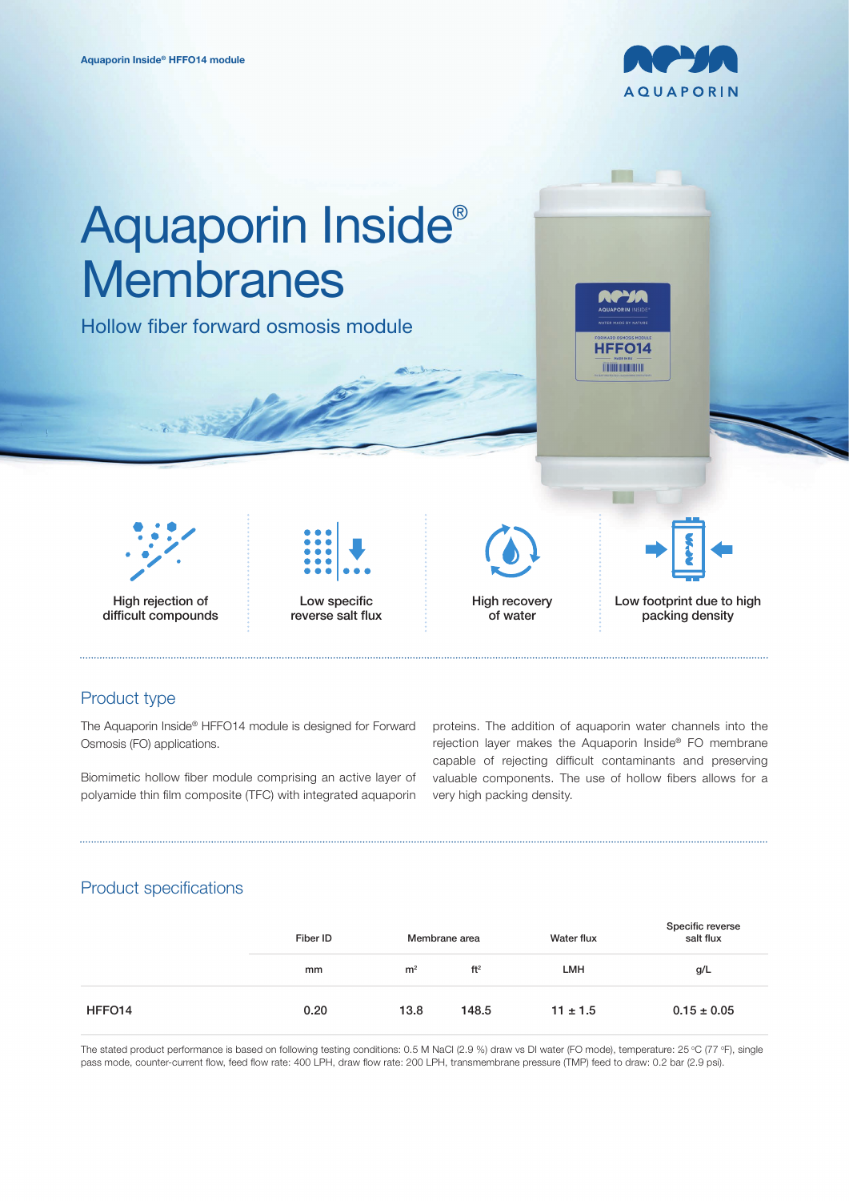Aquaporin Inside® HFFO14 module

AQUAPORIN

# Aquaporin Inside® Membranes

Hollow fiber forward osmosis module

High rejection of difficult compounds

Low specific reverse salt flux

High recovery of water

Low footprint due to high packing density

## Product type

The Aquaporin Inside® HFFO14 module is designed for Forward Osmosis (FO) applications.

Biomimetic hollow fiber module comprising an active layer of polyamide thin film composite (TFC) with integrated aquaporin proteins. The addition of aquaporin water channels into the rejection layer makes the Aquaporin Inside® FO membrane capable of rejecting difficult contaminants and preserving valuable components. The use of hollow fibers allows for a very high packing density.

## Product specifications

| | Fiber ID | Membrane area | | Water flux | Specific reverse salt flux |
|---|---|---|---|---|---|
| | mm | $m^2$ | $ft^2$ | LMH | g/L |
| HFFO14 | 0.20 | 13.8 | 148.5 | 11 ± 1.5 | 0.15 ± 0.05 |

The stated product performance is based on following testing conditions: 0.5 M NaCl (2.9 %) draw vs DI water (FO mode), temperature: 25 °C (77 °F), single pass mode, counter-current flow, feed flow rate: 400 LPH, draw flow rate: 200 LPH, transmembrane pressure (TMP) feed to draw: 0.2 bar (2.9 psi).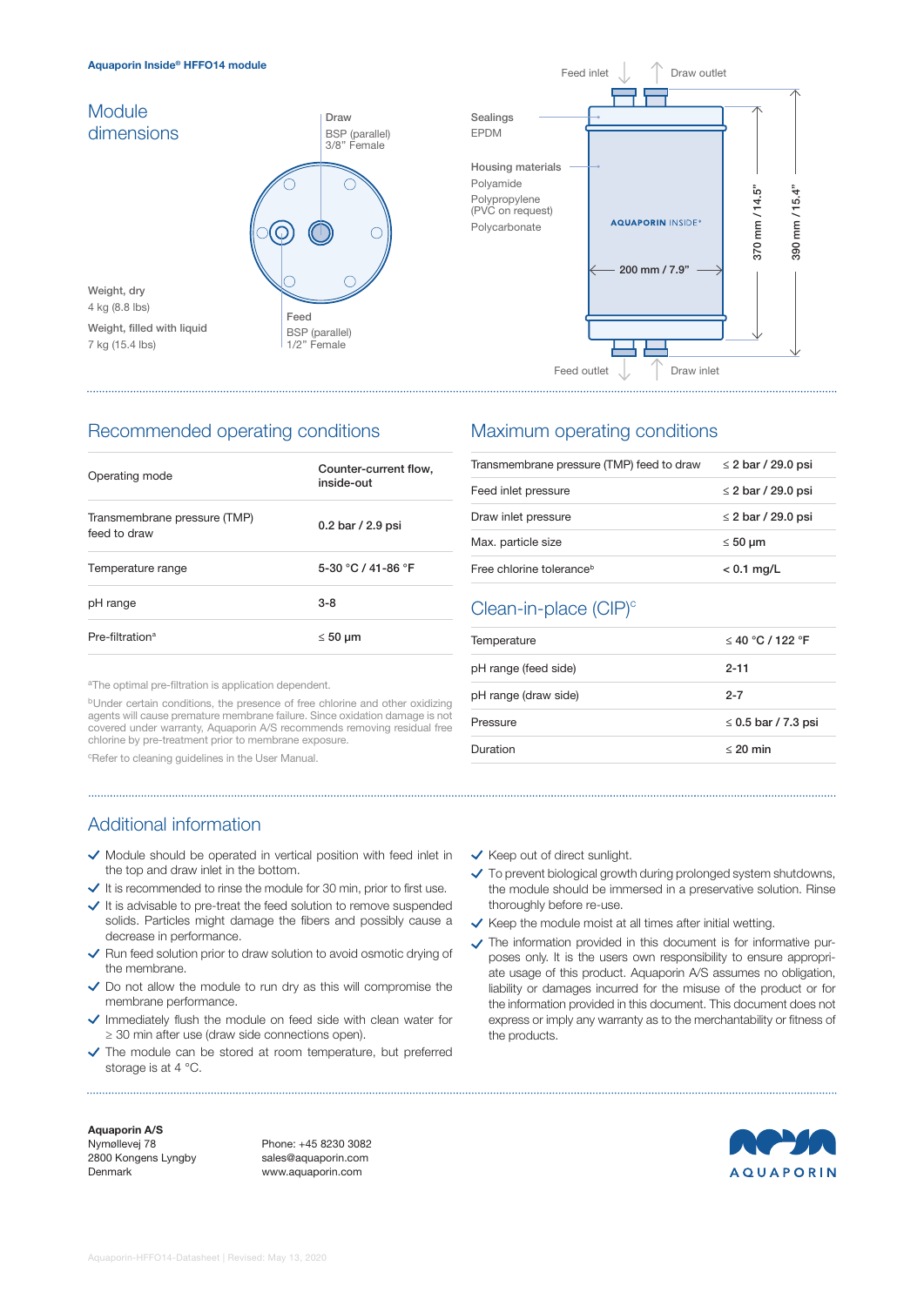Aquaporin Inside® HFFO14 module

## Module dimensions

Draw
BSP (parallel)
3/8" Female

Feed
BSP (parallel)
1/2" Female

Weight, dry
4 kg (8.8 lbs)

Weight, filled with liquid
7 kg (15.4 lbs)

Sealings
EPDM

Housing materials
Polyamide
Polypropylene
(PVC on request)
Polycarbonate

Feed inlet
Draw outlet
AQUAPORIN INSIDE®
200 mm / 7.9"
370 mm / 14.5"
390 mm / 15.4"
Feed outlet
Draw inlet

## Recommended operating conditions

| | |
|---|---|
| Operating mode | Counter-current flow, inside-out |
| Transmembrane pressure (TMP) feed to draw | 0.2 bar / 2.9 psi |
| Temperature range | 5-30 °C / 41-86 °F |
| pH range | 3-8 |
| Pre-filtration[a] | ≤ 50 µm |

[a]The optimal pre-filtration is application dependent.

[b]Under certain conditions, the presence of free chlorine and other oxidizing agents will cause premature membrane failure. Since oxidation damage is not covered under warranty, Aquaporin A/S recommends removing residual free chlorine by pre-treatment prior to membrane exposure.

[c]Refer to cleaning guidelines in the User Manual.

## Maximum operating conditions

| | |
|---|---|
| Transmembrane pressure (TMP) feed to draw | ≤ 2 bar / 29.0 psi |
| Feed inlet pressure | ≤ 2 bar / 29.0 psi |
| Draw inlet pressure | ≤ 2 bar / 29.0 psi |
| Max. particle size | ≤ 50 µm |
| Free chlorine tolerance[b] | < 0.1 mg/L |

## Clean-in-place (CIP)[c]

| | |
|---|---|
| Temperature | ≤ 40 °C / 122 °F |
| pH range (feed side) | 2-11 |
| pH range (draw side) | 2-7 |
| Pressure | ≤ 0.5 bar / 7.3 psi |
| Duration | ≤ 20 min |

## Additional information

- ✓ Module should be operated in vertical position with feed inlet in the top and draw inlet in the bottom.
- ✓ It is recommended to rinse the module for 30 min, prior to first use.
- ✓ It is advisable to pre-treat the feed solution to remove suspended solids. Particles might damage the fibers and possibly cause a decrease in performance.
- ✓ Run feed solution prior to draw solution to avoid osmotic drying of the membrane.
- ✓ Do not allow the module to run dry as this will compromise the membrane performance.
- ✓ Immediately flush the module on feed side with clean water for ≥ 30 min after use (draw side connections open).
- ✓ The module can be stored at room temperature, but preferred storage is at 4 °C.
- ✓ Keep out of direct sunlight.
- ✓ To prevent biological growth during prolonged system shutdowns, the module should be immersed in a preservative solution. Rinse thoroughly before re-use.
- ✓ Keep the module moist at all times after initial wetting.
- ✓ The information provided in this document is for informative purposes only. It is the users own responsibility to ensure appropriate usage of this product. Aquaporin A/S assumes no obligation, liability or damages incurred for the misuse of the product or for the information provided in this document. This document does not express or imply any warranty as to the merchantability or fitness of the products.

**Aquaporin A/S**
Nymøllevej 78
2800 Kongens Lyngby
Denmark

Phone: +45 8230 3082
sales@aquaporin.com
www.aquaporin.com

AQUAPORIN

Aquaporin-HFFO14-Datasheet | Revised: May 13, 2020